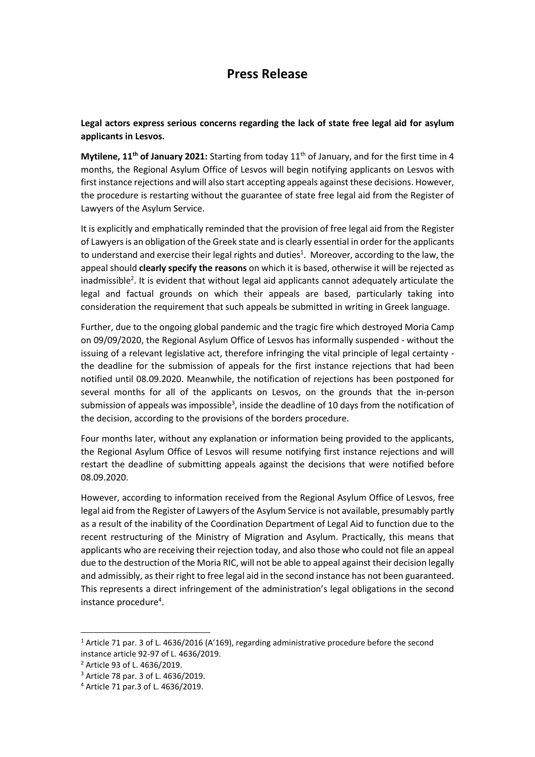# Press Release

**Legal actors express serious concerns regarding the lack of state free legal aid for asylum applicants in Lesvos.**

**Mytilene, 11th of January 2021:** Starting from today 11th of January, and for the first time in 4 months, the Regional Asylum Office of Lesvos will begin notifying applicants on Lesvos with first instance rejections and will also start accepting appeals against these decisions. However, the procedure is restarting without the guarantee of state free legal aid from the Register of Lawyers of the Asylum Service.

It is explicitly and emphatically reminded that the provision of free legal aid from the Register of Lawyers is an obligation of the Greek state and is clearly essential in order for the applicants to understand and exercise their legal rights and duties[1]. Moreover, according to the law, the appeal should **clearly specify the reasons** on which it is based, otherwise it will be rejected as inadmissible[2]. It is evident that without legal aid applicants cannot adequately articulate the legal and factual grounds on which their appeals are based, particularly taking into consideration the requirement that such appeals be submitted in writing in Greek language.

Further, due to the ongoing global pandemic and the tragic fire which destroyed Moria Camp on 09/09/2020, the Regional Asylum Office of Lesvos has informally suspended - without the issuing of a relevant legislative act, therefore infringing the vital principle of legal certainty - the deadline for the submission of appeals for the first instance rejections that had been notified until 08.09.2020. Meanwhile, the notification of rejections has been postponed for several months for all of the applicants on Lesvos, on the grounds that the in-person submission of appeals was impossible[3], inside the deadline of 10 days from the notification of the decision, according to the provisions of the borders procedure.

Four months later, without any explanation or information being provided to the applicants, the Regional Asylum Office of Lesvos will resume notifying first instance rejections and will restart the deadline of submitting appeals against the decisions that were notified before 08.09.2020.

However, according to information received from the Regional Asylum Office of Lesvos, free legal aid from the Register of Lawyers of the Asylum Service is not available, presumably partly as a result of the inability of the Coordination Department of Legal Aid to function due to the recent restructuring of the Ministry of Migration and Asylum. Practically, this means that applicants who are receiving their rejection today, and also those who could not file an appeal due to the destruction of the Moria RIC, will not be able to appeal against their decision legally and admissibly, as their right to free legal aid in the second instance has not been guaranteed. This represents a direct infringement of the administration's legal obligations in the second instance procedure[4].

---

[1] Article 71 par. 3 of L. 4636/2016 (A'169), regarding administrative procedure before the second instance article 92-97 of L. 4636/2019.

[2] Article 93 of L. 4636/2019.

[3] Article 78 par. 3 of L. 4636/2019.

[4] Article 71 par.3 of L. 4636/2019.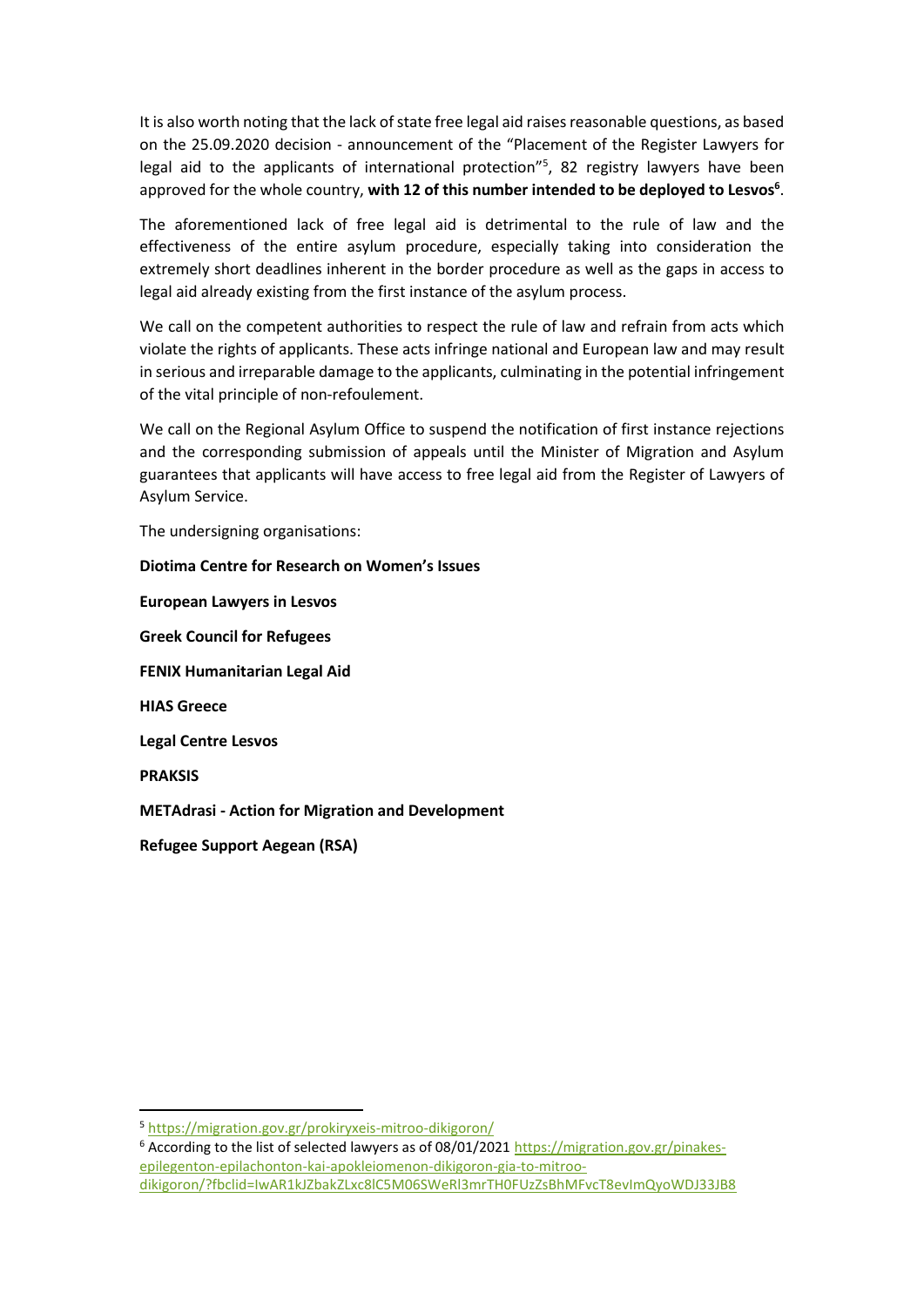It is also worth noting that the lack of state free legal aid raises reasonable questions, as based on the 25.09.2020 decision - announcement of the "Placement of the Register Lawyers for legal aid to the applicants of international protection"[5], 82 registry lawyers have been approved for the whole country, **with 12 of this number intended to be deployed to Lesvos**[6].

The aforementioned lack of free legal aid is detrimental to the rule of law and the effectiveness of the entire asylum procedure, especially taking into consideration the extremely short deadlines inherent in the border procedure as well as the gaps in access to legal aid already existing from the first instance of the asylum process.

We call on the competent authorities to respect the rule of law and refrain from acts which violate the rights of applicants. These acts infringe national and European law and may result in serious and irreparable damage to the applicants, culminating in the potential infringement of the vital principle of non-refoulement.

We call on the Regional Asylum Office to suspend the notification of first instance rejections and the corresponding submission of appeals until the Minister of Migration and Asylum guarantees that applicants will have access to free legal aid from the Register of Lawyers of Asylum Service.

The undersigning organisations:

**Diotima Centre for Research on Women's Issues**

**European Lawyers in Lesvos**

**Greek Council for Refugees**

**FENIX Humanitarian Legal Aid**

**HIAS Greece**

**Legal Centre Lesvos**

**PRAKSIS**

**METAdrasi - Action for Migration and Development**

**Refugee Support Aegean (RSA)**

---

[5] https://migration.gov.gr/prokiryxeis-mitroo-dikigoron/

[6] According to the list of selected lawyers as of 08/01/2021 https://migration.gov.gr/pinakes-epilegenton-epilachonton-kai-apokleiomenon-dikigoron-gia-to-mitroo-dikigoron/?fbclid=IwAR1kJZbakZLxc8lC5M06SWeRl3mrTH0FUzZsBhMFvcT8evImQyoWDJ33JB8